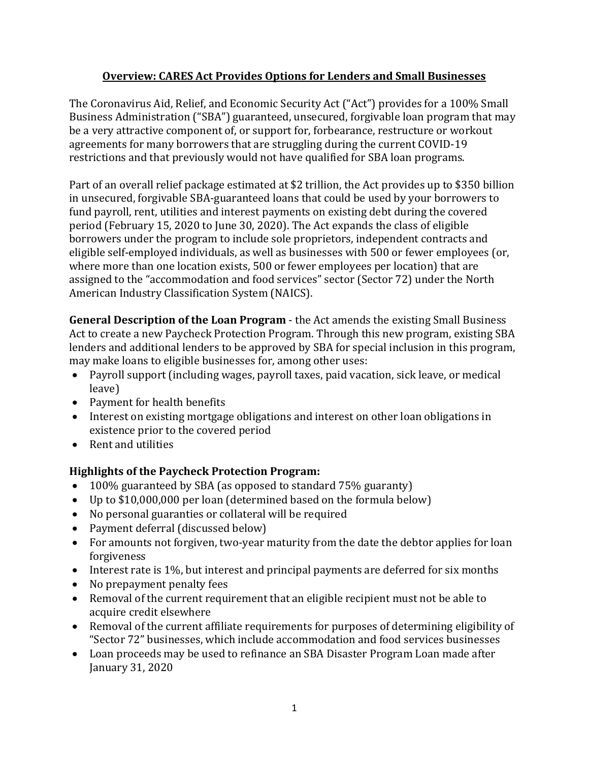# Overview: CARES Act Provides Options for Lenders and Small Businesses

The Coronavirus Aid, Relief, and Economic Security Act ("Act") provides for a 100% Small Business Administration ("SBA") guaranteed, unsecured, forgivable loan program that may be a very attractive component of, or support for, forbearance, restructure or workout agreements for many borrowers that are struggling during the current COVID-19 restrictions and that previously would not have qualified for SBA loan programs.

Part of an overall relief package estimated at $2 trillion, the Act provides up to $350 billion in unsecured, forgivable SBA-guaranteed loans that could be used by your borrowers to fund payroll, rent, utilities and interest payments on existing debt during the covered period (February 15, 2020 to June 30, 2020). The Act expands the class of eligible borrowers under the program to include sole proprietors, independent contracts and eligible self-employed individuals, as well as businesses with 500 or fewer employees (or, where more than one location exists, 500 or fewer employees per location) that are assigned to the "accommodation and food services" sector (Sector 72) under the North American Industry Classification System (NAICS).

**General Description of the Loan Program** - the Act amends the existing Small Business Act to create a new Paycheck Protection Program. Through this new program, existing SBA lenders and additional lenders to be approved by SBA for special inclusion in this program, may make loans to eligible businesses for, among other uses:

- Payroll support (including wages, payroll taxes, paid vacation, sick leave, or medical leave)
- Payment for health benefits
- Interest on existing mortgage obligations and interest on other loan obligations in existence prior to the covered period
- Rent and utilities

## Highlights of the Paycheck Protection Program:

- 100% guaranteed by SBA (as opposed to standard 75% guaranty)
- Up to $10,000,000 per loan (determined based on the formula below)
- No personal guaranties or collateral will be required
- Payment deferral (discussed below)
- For amounts not forgiven, two-year maturity from the date the debtor applies for loan forgiveness
- Interest rate is 1%, but interest and principal payments are deferred for six months
- No prepayment penalty fees
- Removal of the current requirement that an eligible recipient must not be able to acquire credit elsewhere
- Removal of the current affiliate requirements for purposes of determining eligibility of "Sector 72" businesses, which include accommodation and food services businesses
- Loan proceeds may be used to refinance an SBA Disaster Program Loan made after January 31, 2020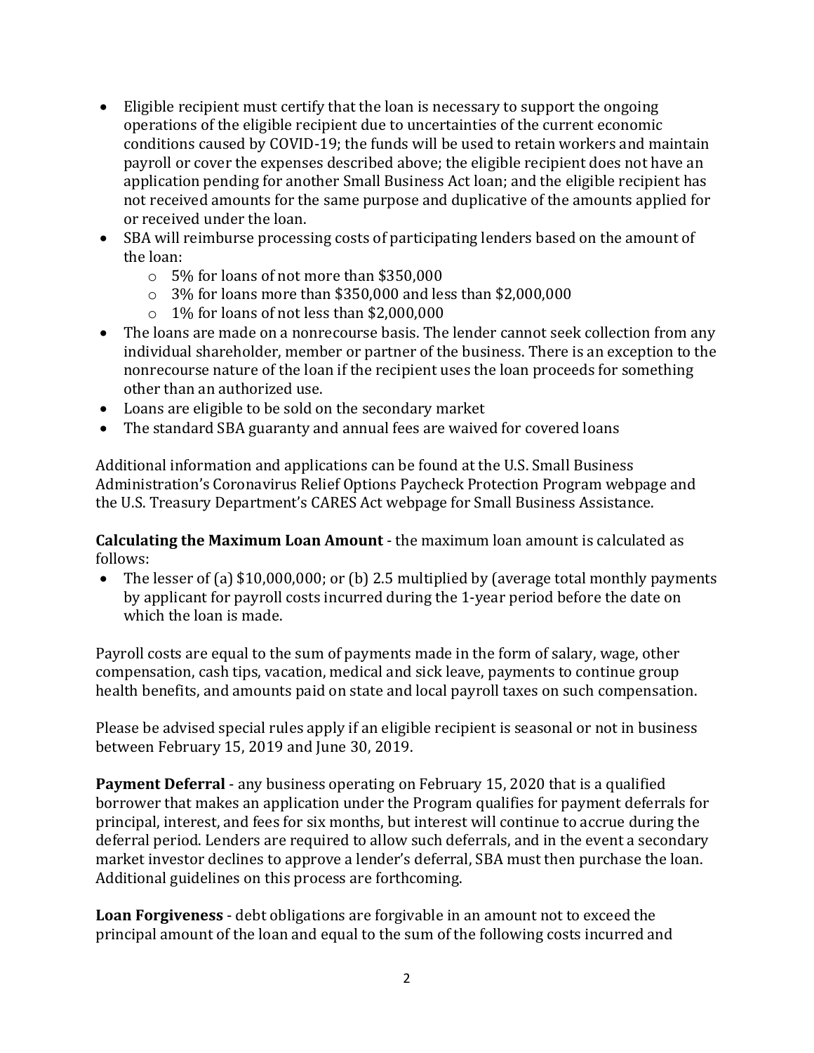- Eligible recipient must certify that the loan is necessary to support the ongoing operations of the eligible recipient due to uncertainties of the current economic conditions caused by COVID-19; the funds will be used to retain workers and maintain payroll or cover the expenses described above; the eligible recipient does not have an application pending for another Small Business Act loan; and the eligible recipient has not received amounts for the same purpose and duplicative of the amounts applied for or received under the loan.
- SBA will reimburse processing costs of participating lenders based on the amount of the loan:
  - 5% for loans of not more than $350,000
  - 3% for loans more than $350,000 and less than $2,000,000
  - 1% for loans of not less than $2,000,000
- The loans are made on a nonrecourse basis. The lender cannot seek collection from any individual shareholder, member or partner of the business. There is an exception to the nonrecourse nature of the loan if the recipient uses the loan proceeds for something other than an authorized use.
- Loans are eligible to be sold on the secondary market
- The standard SBA guaranty and annual fees are waived for covered loans

Additional information and applications can be found at the U.S. Small Business Administration's Coronavirus Relief Options Paycheck Protection Program webpage and the U.S. Treasury Department's CARES Act webpage for Small Business Assistance.

**Calculating the Maximum Loan Amount** - the maximum loan amount is calculated as follows:

- The lesser of (a) $10,000,000; or (b) 2.5 multiplied by (average total monthly payments by applicant for payroll costs incurred during the 1-year period before the date on which the loan is made.

Payroll costs are equal to the sum of payments made in the form of salary, wage, other compensation, cash tips, vacation, medical and sick leave, payments to continue group health benefits, and amounts paid on state and local payroll taxes on such compensation.

Please be advised special rules apply if an eligible recipient is seasonal or not in business between February 15, 2019 and June 30, 2019.

**Payment Deferral** - any business operating on February 15, 2020 that is a qualified borrower that makes an application under the Program qualifies for payment deferrals for principal, interest, and fees for six months, but interest will continue to accrue during the deferral period. Lenders are required to allow such deferrals, and in the event a secondary market investor declines to approve a lender's deferral, SBA must then purchase the loan. Additional guidelines on this process are forthcoming.

**Loan Forgiveness** - debt obligations are forgivable in an amount not to exceed the principal amount of the loan and equal to the sum of the following costs incurred and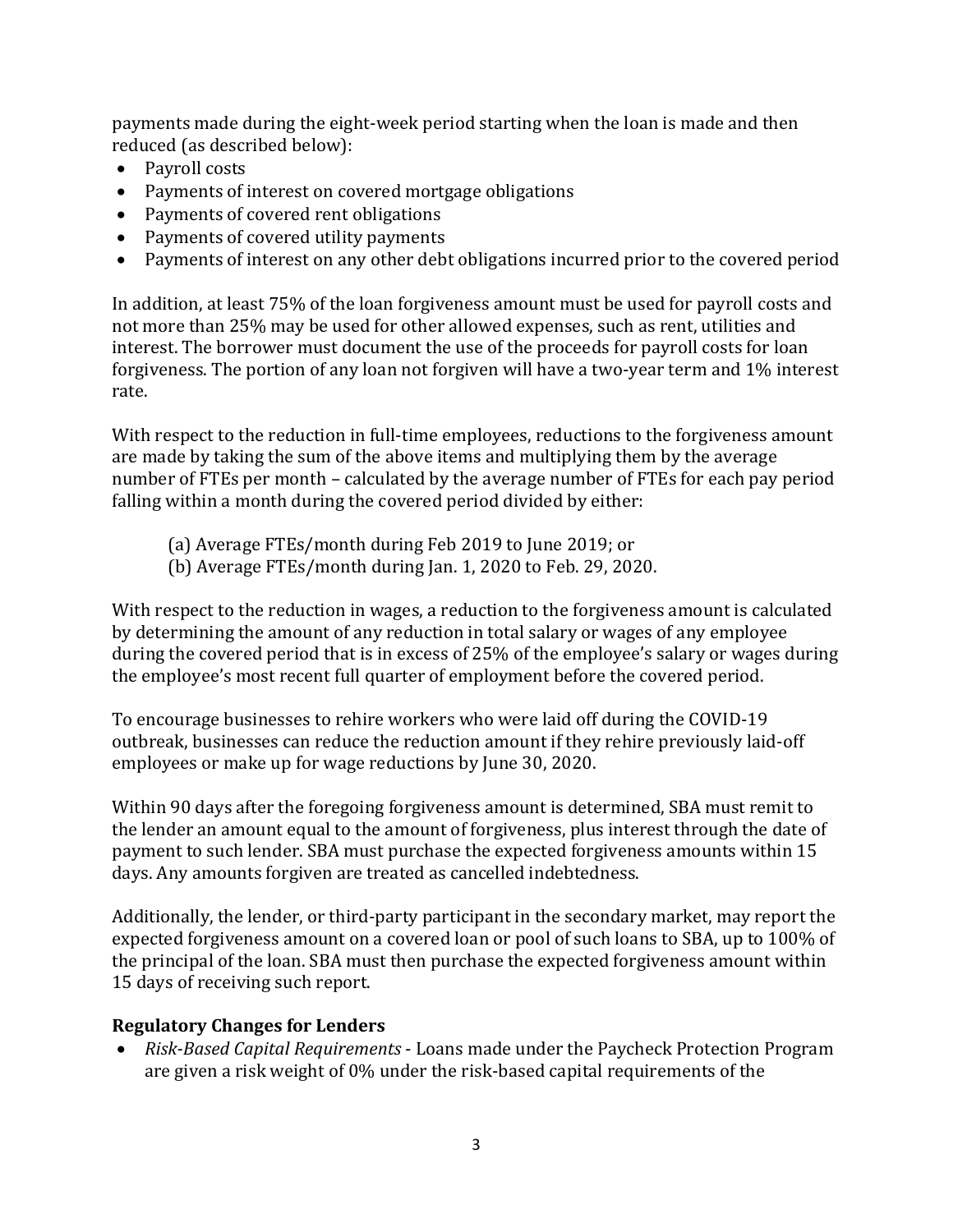payments made during the eight-week period starting when the loan is made and then reduced (as described below):

- Payroll costs
- Payments of interest on covered mortgage obligations
- Payments of covered rent obligations
- Payments of covered utility payments
- Payments of interest on any other debt obligations incurred prior to the covered period

In addition, at least 75% of the loan forgiveness amount must be used for payroll costs and not more than 25% may be used for other allowed expenses, such as rent, utilities and interest. The borrower must document the use of the proceeds for payroll costs for loan forgiveness. The portion of any loan not forgiven will have a two-year term and 1% interest rate.

With respect to the reduction in full-time employees, reductions to the forgiveness amount are made by taking the sum of the above items and multiplying them by the average number of FTEs per month – calculated by the average number of FTEs for each pay period falling within a month during the covered period divided by either:

(a) Average FTEs/month during Feb 2019 to June 2019; or
(b) Average FTEs/month during Jan. 1, 2020 to Feb. 29, 2020.

With respect to the reduction in wages, a reduction to the forgiveness amount is calculated by determining the amount of any reduction in total salary or wages of any employee during the covered period that is in excess of 25% of the employee's salary or wages during the employee's most recent full quarter of employment before the covered period.

To encourage businesses to rehire workers who were laid off during the COVID-19 outbreak, businesses can reduce the reduction amount if they rehire previously laid-off employees or make up for wage reductions by June 30, 2020.

Within 90 days after the foregoing forgiveness amount is determined, SBA must remit to the lender an amount equal to the amount of forgiveness, plus interest through the date of payment to such lender. SBA must purchase the expected forgiveness amounts within 15 days. Any amounts forgiven are treated as cancelled indebtedness.

Additionally, the lender, or third-party participant in the secondary market, may report the expected forgiveness amount on a covered loan or pool of such loans to SBA, up to 100% of the principal of the loan. SBA must then purchase the expected forgiveness amount within 15 days of receiving such report.

**Regulatory Changes for Lenders**

- *Risk-Based Capital Requirements* - Loans made under the Paycheck Protection Program are given a risk weight of 0% under the risk-based capital requirements of the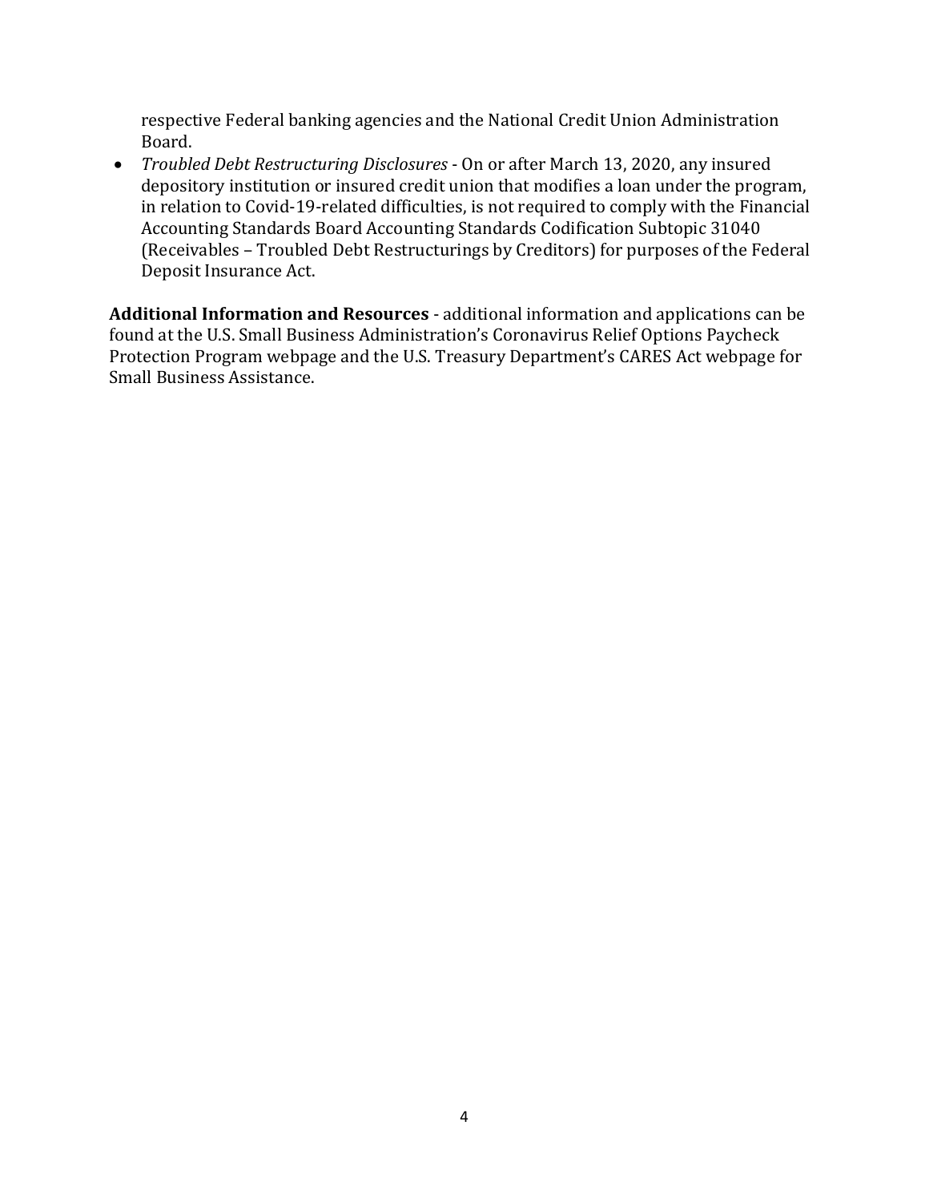respective Federal banking agencies and the National Credit Union Administration Board.

- *Troubled Debt Restructuring Disclosures* - On or after March 13, 2020, any insured depository institution or insured credit union that modifies a loan under the program, in relation to Covid-19-related difficulties, is not required to comply with the Financial Accounting Standards Board Accounting Standards Codification Subtopic 31040 (Receivables – Troubled Debt Restructurings by Creditors) for purposes of the Federal Deposit Insurance Act.

**Additional Information and Resources** - additional information and applications can be found at the U.S. Small Business Administration's Coronavirus Relief Options Paycheck Protection Program webpage and the U.S. Treasury Department's CARES Act webpage for Small Business Assistance.